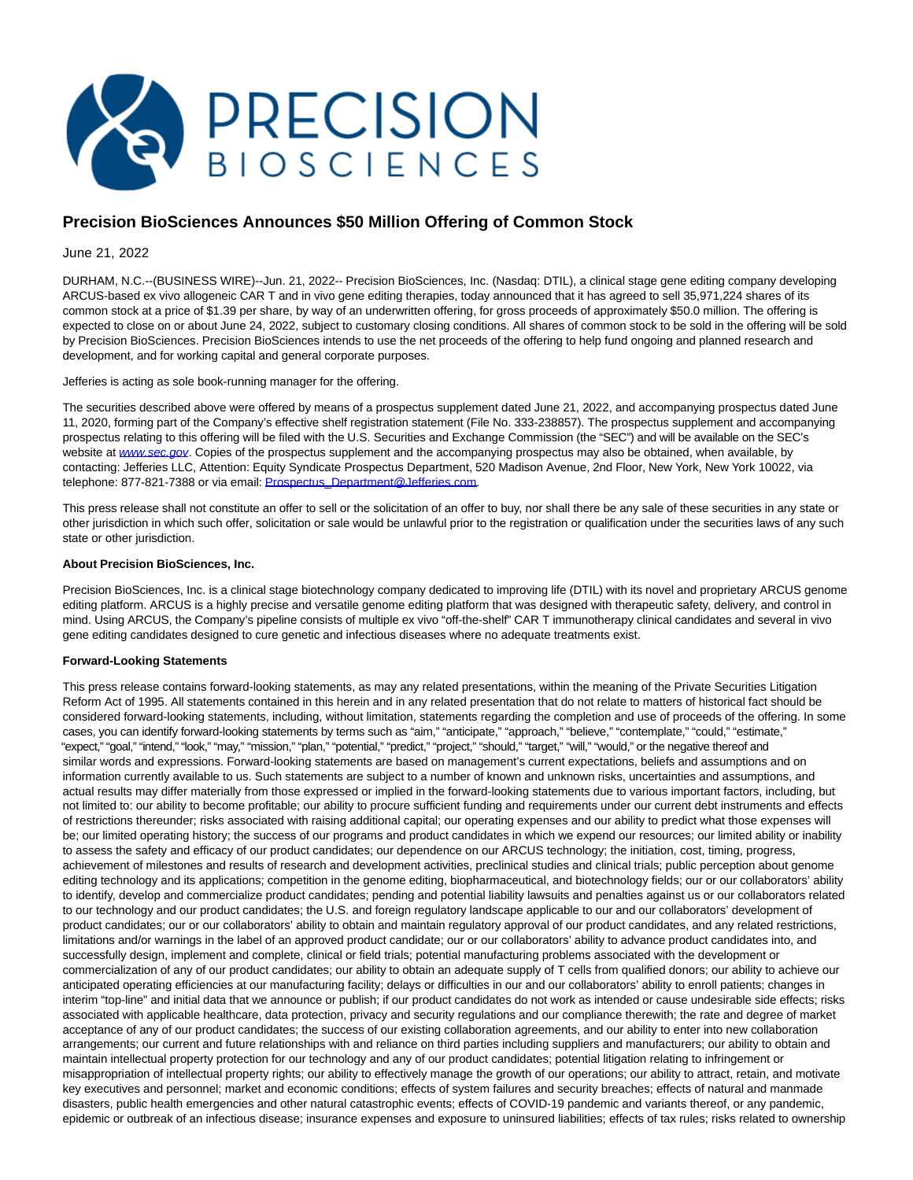# Precision BioSciences Announces $50 Million Offering of Common Stock

June 21, 2022

DURHAM, N.C.--(BUSINESS WIRE)--Jun. 21, 2022-- Precision BioSciences, Inc. (Nasdaq: DTIL), a clinical stage gene editing company developing ARCUS-based ex vivo allogeneic CAR T and in vivo gene editing therapies, today announced that it has agreed to sell 35,971,224 shares of its common stock at a price of $1.39 per share, by way of an underwritten offering, for gross proceeds of approximately $50.0 million. The offering is expected to close on or about June 24, 2022, subject to customary closing conditions. All shares of common stock to be sold in the offering will be sold by Precision BioSciences. Precision BioSciences intends to use the net proceeds of the offering to help fund ongoing and planned research and development, and for working capital and general corporate purposes.

Jefferies is acting as sole book-running manager for the offering.

The securities described above were offered by means of a prospectus supplement dated June 21, 2022, and accompanying prospectus dated June 11, 2020, forming part of the Company's effective shelf registration statement (File No. 333-238857). The prospectus supplement and accompanying prospectus relating to this offering will be filed with the U.S. Securities and Exchange Commission (the "SEC") and will be available on the SEC's website at *www.sec.gov*. Copies of the prospectus supplement and the accompanying prospectus may also be obtained, when available, by contacting: Jefferies LLC, Attention: Equity Syndicate Prospectus Department, 520 Madison Avenue, 2nd Floor, New York, New York 10022, via telephone: 877-821-7388 or via email: Prospectus_Department@Jefferies.com.

This press release shall not constitute an offer to sell or the solicitation of an offer to buy, nor shall there be any sale of these securities in any state or other jurisdiction in which such offer, solicitation or sale would be unlawful prior to the registration or qualification under the securities laws of any such state or other jurisdiction.

**About Precision BioSciences, Inc.**

Precision BioSciences, Inc. is a clinical stage biotechnology company dedicated to improving life (DTIL) with its novel and proprietary ARCUS genome editing platform. ARCUS is a highly precise and versatile genome editing platform that was designed with therapeutic safety, delivery, and control in mind. Using ARCUS, the Company's pipeline consists of multiple ex vivo "off-the-shelf" CAR T immunotherapy clinical candidates and several in vivo gene editing candidates designed to cure genetic and infectious diseases where no adequate treatments exist.

**Forward-Looking Statements**

This press release contains forward-looking statements, as may any related presentations, within the meaning of the Private Securities Litigation Reform Act of 1995. All statements contained in this herein and in any related presentation that do not relate to matters of historical fact should be considered forward-looking statements, including, without limitation, statements regarding the completion and use of proceeds of the offering. In some cases, you can identify forward-looking statements by terms such as "aim," "anticipate," "approach," "believe," "contemplate," "could," "estimate," "expect," "goal," "intend," "look," "may," "mission," "plan," "potential," "predict," "project," "should," "target," "will," "would," or the negative thereof and similar words and expressions. Forward-looking statements are based on management's current expectations, beliefs and assumptions and on information currently available to us. Such statements are subject to a number of known and unknown risks, uncertainties and assumptions, and actual results may differ materially from those expressed or implied in the forward-looking statements due to various important factors, including, but not limited to: our ability to become profitable; our ability to procure sufficient funding and requirements under our current debt instruments and effects of restrictions thereunder; risks associated with raising additional capital; our operating expenses and our ability to predict what those expenses will be; our limited operating history; the success of our programs and product candidates in which we expend our resources; our limited ability or inability to assess the safety and efficacy of our product candidates; our dependence on our ARCUS technology; the initiation, cost, timing, progress, achievement of milestones and results of research and development activities, preclinical studies and clinical trials; public perception about genome editing technology and its applications; competition in the genome editing, biopharmaceutical, and biotechnology fields; our or our collaborators' ability to identify, develop and commercialize product candidates; pending and potential liability lawsuits and penalties against us or our collaborators related to our technology and our product candidates; the U.S. and foreign regulatory landscape applicable to our and our collaborators' development of product candidates; our or our collaborators' ability to obtain and maintain regulatory approval of our product candidates, and any related restrictions, limitations and/or warnings in the label of an approved product candidate; our or our collaborators' ability to advance product candidates into, and successfully design, implement and complete, clinical or field trials; potential manufacturing problems associated with the development or commercialization of any of our product candidates; our ability to obtain an adequate supply of T cells from qualified donors; our ability to achieve our anticipated operating efficiencies at our manufacturing facility; delays or difficulties in our and our collaborators' ability to enroll patients; changes in interim "top-line" and initial data that we announce or publish; if our product candidates do not work as intended or cause undesirable side effects; risks associated with applicable healthcare, data protection, privacy and security regulations and our compliance therewith; the rate and degree of market acceptance of any of our product candidates; the success of our existing collaboration agreements, and our ability to enter into new collaboration arrangements; our current and future relationships with and reliance on third parties including suppliers and manufacturers; our ability to obtain and maintain intellectual property protection for our technology and any of our product candidates; potential litigation relating to infringement or misappropriation of intellectual property rights; our ability to effectively manage the growth of our operations; our ability to attract, retain, and motivate key executives and personnel; market and economic conditions; effects of system failures and security breaches; effects of natural and manmade disasters, public health emergencies and other natural catastrophic events; effects of COVID-19 pandemic and variants thereof, or any pandemic, epidemic or outbreak of an infectious disease; insurance expenses and exposure to uninsured liabilities; effects of tax rules; risks related to ownership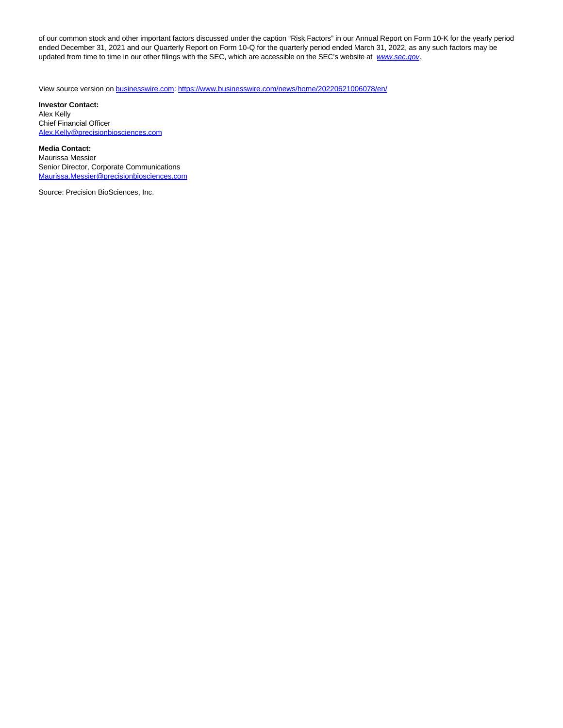of our common stock and other important factors discussed under the caption "Risk Factors" in our Annual Report on Form 10-K for the yearly period ended December 31, 2021 and our Quarterly Report on Form 10-Q for the quarterly period ended March 31, 2022, as any such factors may be updated from time to time in our other filings with the SEC, which are accessible on the SEC's website at *www.sec.gov*.

View source version on businesswire.com: https://www.businesswire.com/news/home/20220621006078/en/

**Investor Contact:**
Alex Kelly
Chief Financial Officer
Alex.Kelly@precisionbiosciences.com

**Media Contact:**
Maurissa Messier
Senior Director, Corporate Communications
Maurissa.Messier@precisionbiosciences.com

Source: Precision BioSciences, Inc.